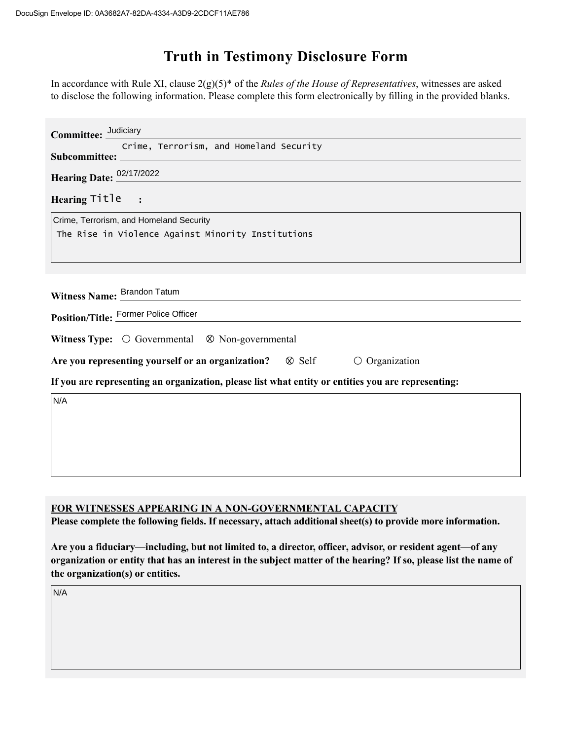DocuSign Envelope ID: 0A3682A7-82DA-4334-A3D9-2CDCF11AE786

# Truth in Testimony Disclosure Form

In accordance with Rule XI, clause 2(g)(5)* of the *Rules of the House of Representatives*, witnesses are asked to disclose the following information. Please complete this form electronically by filling in the provided blanks.

**Committee:** Judiciary

**Subcommittee:** Crime, Terrorism, and Homeland Security

**Hearing Date:** 02/17/2022

**Hearing Title:**

Crime, Terrorism, and Homeland Security
The Rise in Violence Against Minority Institutions

**Witness Name:** Brandon Tatum

**Position/Title:** Former Police Officer

**Witness Type:** ○ Governmental ⊗ Non-governmental

**Are you representing yourself or an organization?** ⊗ Self ○ Organization

**If you are representing an organization, please list what entity or entities you are representing:**

N/A

**FOR WITNESSES APPEARING IN A NON-GOVERNMENTAL CAPACITY**

**Please complete the following fields. If necessary, attach additional sheet(s) to provide more information.**

**Are you a fiduciary—including, but not limited to, a director, officer, advisor, or resident agent—of any organization or entity that has an interest in the subject matter of the hearing? If so, please list the name of the organization(s) or entities.**

N/A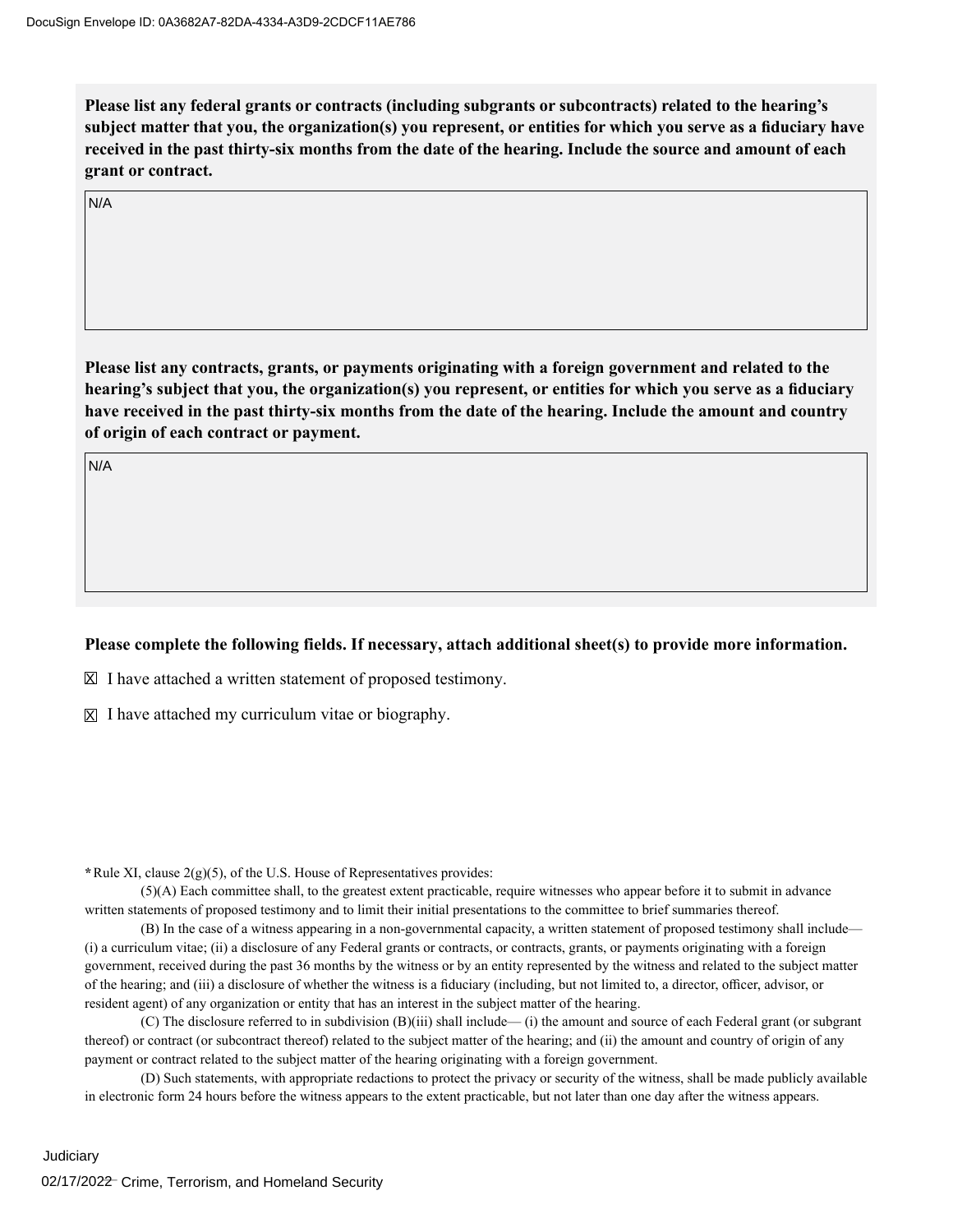**Please list any federal grants or contracts (including subgrants or subcontracts) related to the hearing's subject matter that you, the organization(s) you represent, or entities for which you serve as a fiduciary have received in the past thirty-six months from the date of the hearing. Include the source and amount of each grant or contract.**

N/A

**Please list any contracts, grants, or payments originating with a foreign government and related to the hearing's subject that you, the organization(s) you represent, or entities for which you serve as a fiduciary have received in the past thirty-six months from the date of the hearing. Include the amount and country of origin of each contract or payment.**

N/A

**Please complete the following fields. If necessary, attach additional sheet(s) to provide more information.**

☒ I have attached a written statement of proposed testimony.

☒ I have attached my curriculum vitae or biography.

*Rule XI, clause 2(g)(5), of the U.S. House of Representatives provides:

(5)(A) Each committee shall, to the greatest extent practicable, require witnesses who appear before it to submit in advance written statements of proposed testimony and to limit their initial presentations to the committee to brief summaries thereof.

(B) In the case of a witness appearing in a non-governmental capacity, a written statement of proposed testimony shall include— (i) a curriculum vitae; (ii) a disclosure of any Federal grants or contracts, or contracts, grants, or payments originating with a foreign government, received during the past 36 months by the witness or by an entity represented by the witness and related to the subject matter of the hearing; and (iii) a disclosure of whether the witness is a fiduciary (including, but not limited to, a director, officer, advisor, or resident agent) of any organization or entity that has an interest in the subject matter of the hearing.

(C) The disclosure referred to in subdivision (B)(iii) shall include— (i) the amount and source of each Federal grant (or subgrant thereof) or contract (or subcontract thereof) related to the subject matter of the hearing; and (ii) the amount and country of origin of any payment or contract related to the subject matter of the hearing originating with a foreign government.

(D) Such statements, with appropriate redactions to protect the privacy or security of the witness, shall be made publicly available in electronic form 24 hours before the witness appears to the extent practicable, but not later than one day after the witness appears.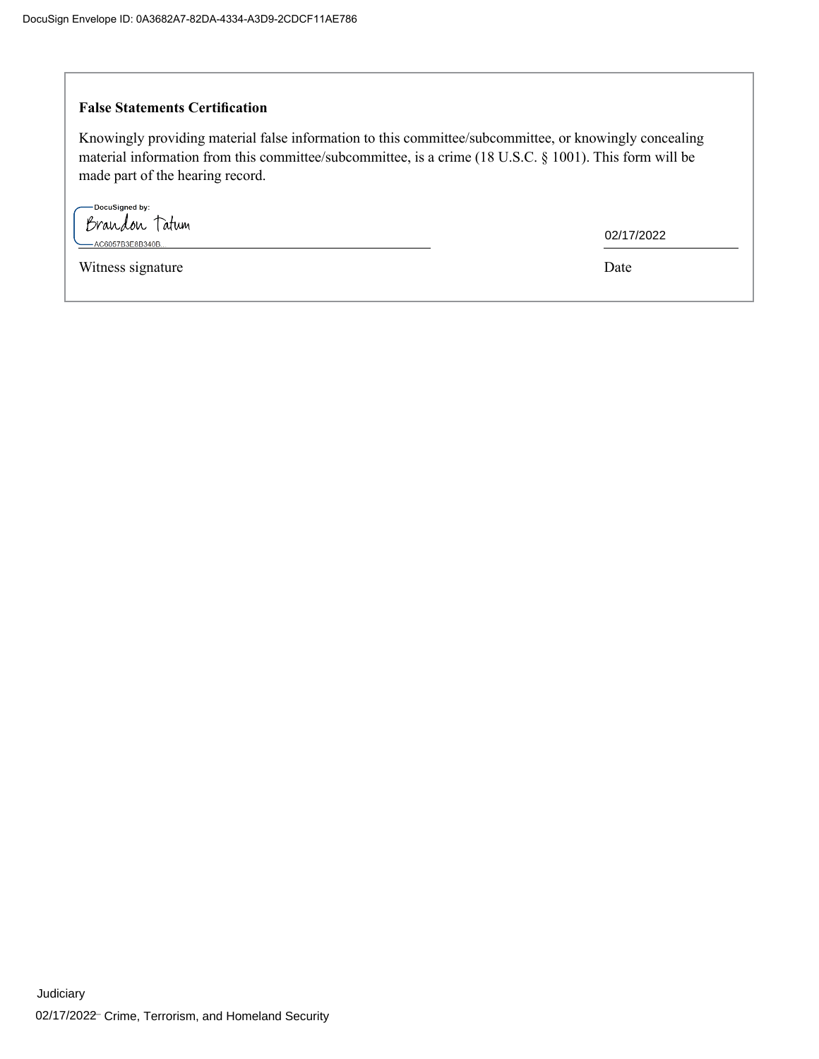**False Statements Certification**

Knowingly providing material false information to this committee/subcommittee, or knowingly concealing material information from this committee/subcommittee, is a crime (18 U.S.C. § 1001). This form will be made part of the hearing record.

DocuSigned by:
Brandon Tatum
AC6057B3E8B340B...

Witness signature

02/17/2022

Date